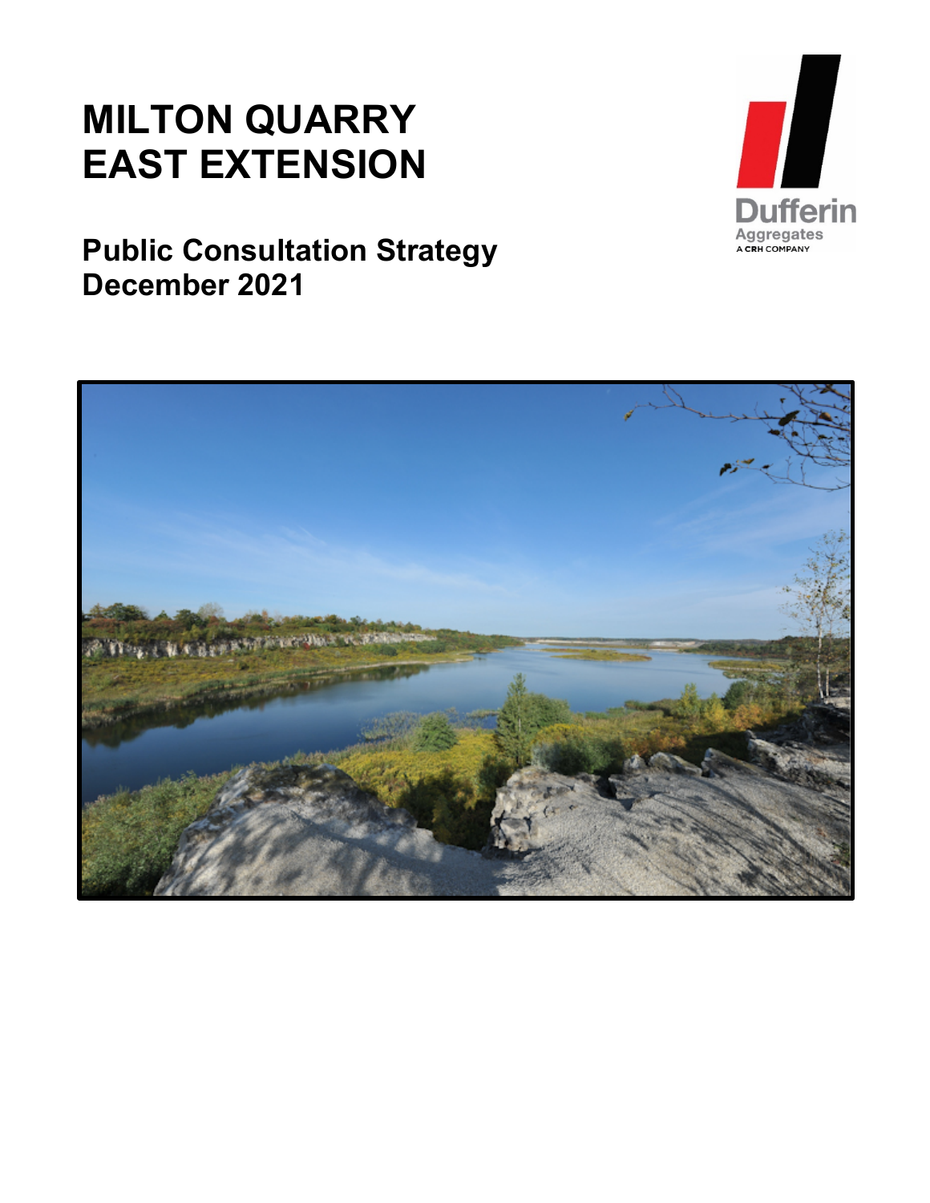# MILTON QUARRY EAST EXTENSION

## Public Consultation Strategy
## December 2021

Dufferin Aggregates
A CRH COMPANY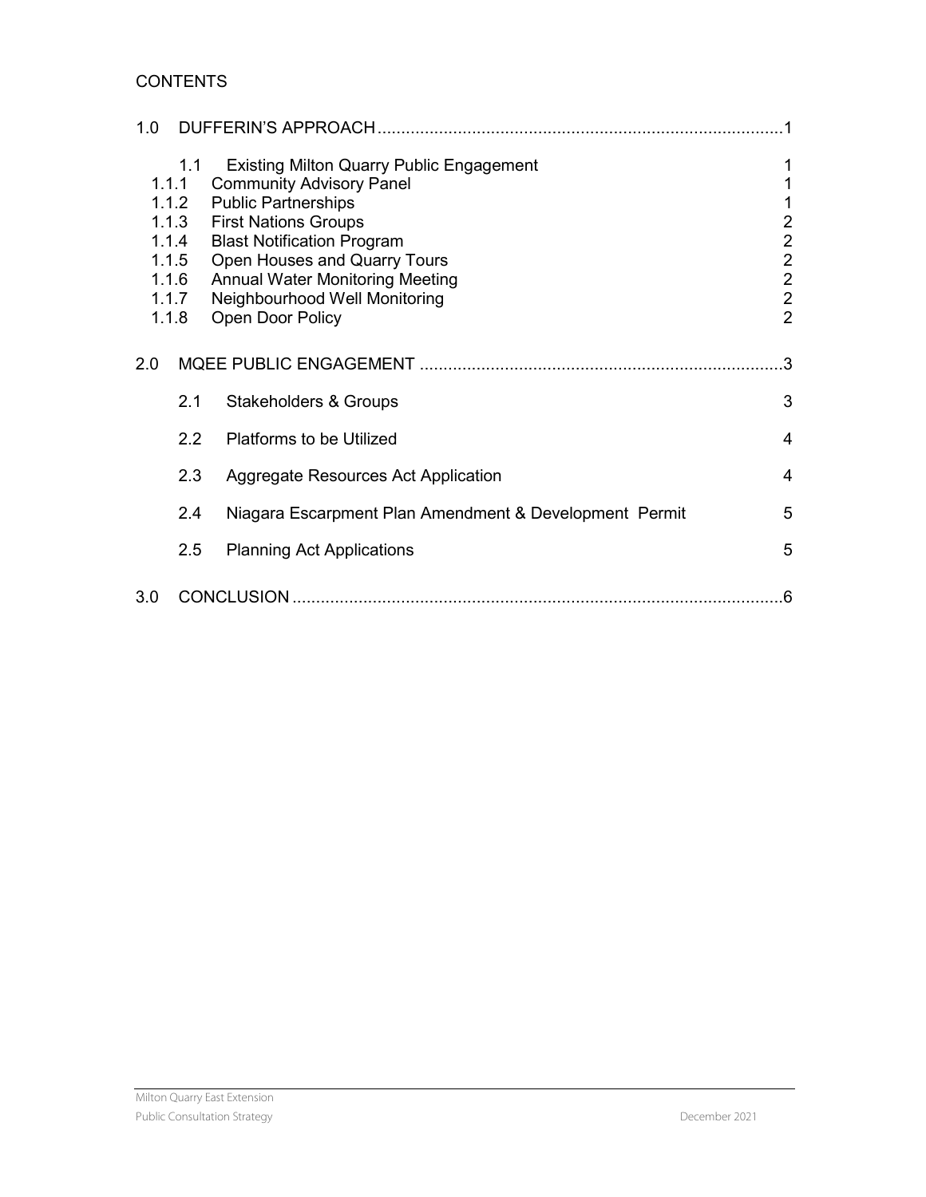CONTENTS

| | | |
|---|---|---|
| 1.0 | DUFFERIN'S APPROACH | 1 |
| 1.1 | Existing Milton Quarry Public Engagement | 1 |
| 1.1.1 | Community Advisory Panel | 1 |
| 1.1.2 | Public Partnerships | 1 |
| 1.1.3 | First Nations Groups | 2 |
| 1.1.4 | Blast Notification Program | 2 |
| 1.1.5 | Open Houses and Quarry Tours | 2 |
| 1.1.6 | Annual Water Monitoring Meeting | 2 |
| 1.1.7 | Neighbourhood Well Monitoring | 2 |
| 1.1.8 | Open Door Policy | 2 |
| 2.0 | MQEE PUBLIC ENGAGEMENT | 3 |
| 2.1 | Stakeholders & Groups | 3 |
| 2.2 | Platforms to be Utilized | 4 |
| 2.3 | Aggregate Resources Act Application | 4 |
| 2.4 | Niagara Escarpment Plan Amendment & Development Permit | 5 |
| 2.5 | Planning Act Applications | 5 |
| 3.0 | CONCLUSION | 6 |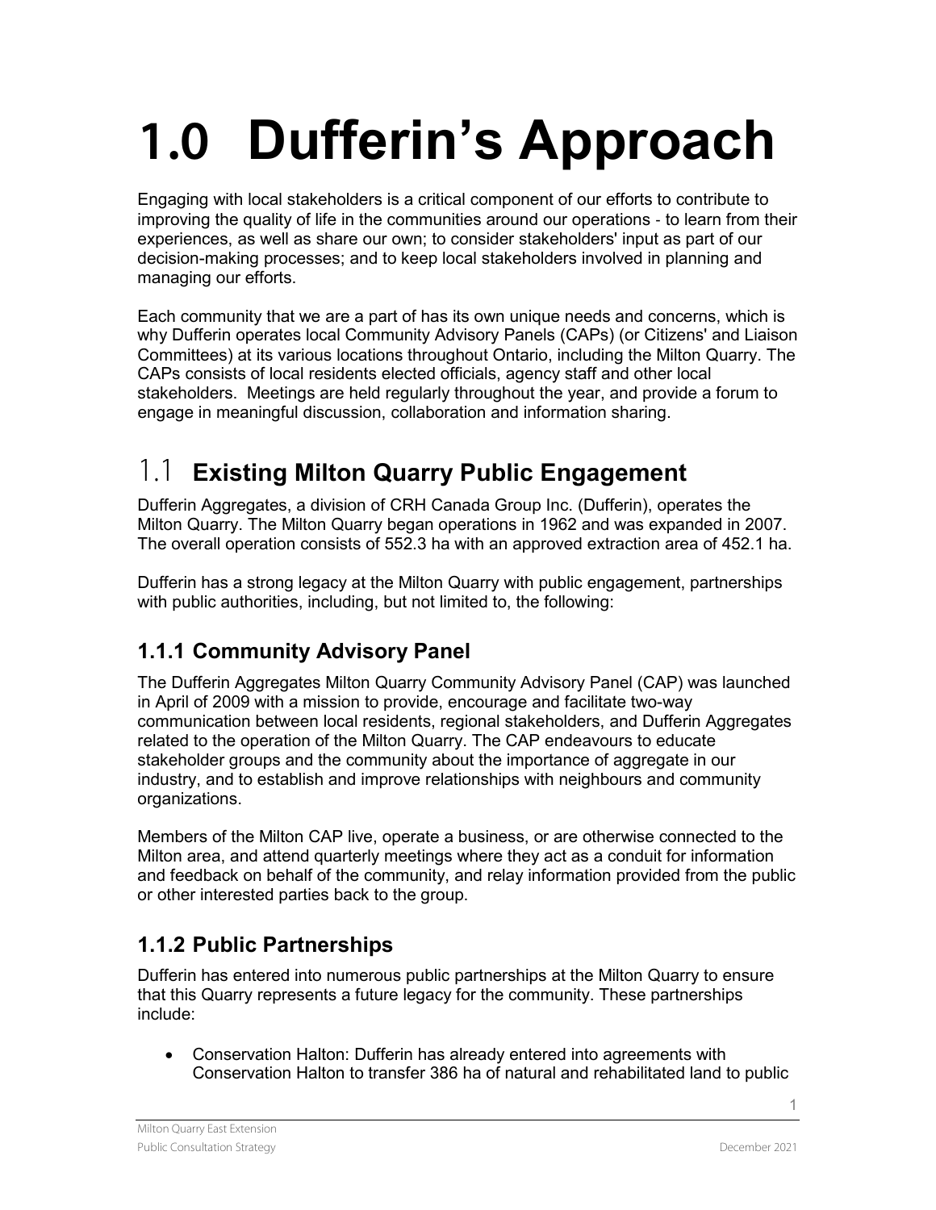# 1.0 Dufferin's Approach

Engaging with local stakeholders is a critical component of our efforts to contribute to improving the quality of life in the communities around our operations - to learn from their experiences, as well as share our own; to consider stakeholders' input as part of our decision-making processes; and to keep local stakeholders involved in planning and managing our efforts.

Each community that we are a part of has its own unique needs and concerns, which is why Dufferin operates local Community Advisory Panels (CAPs) (or Citizens' and Liaison Committees) at its various locations throughout Ontario, including the Milton Quarry. The CAPs consists of local residents elected officials, agency staff and other local stakeholders. Meetings are held regularly throughout the year, and provide a forum to engage in meaningful discussion, collaboration and information sharing.

## 1.1 Existing Milton Quarry Public Engagement

Dufferin Aggregates, a division of CRH Canada Group Inc. (Dufferin), operates the Milton Quarry. The Milton Quarry began operations in 1962 and was expanded in 2007. The overall operation consists of 552.3 ha with an approved extraction area of 452.1 ha.

Dufferin has a strong legacy at the Milton Quarry with public engagement, partnerships with public authorities, including, but not limited to, the following:

### 1.1.1 Community Advisory Panel

The Dufferin Aggregates Milton Quarry Community Advisory Panel (CAP) was launched in April of 2009 with a mission to provide, encourage and facilitate two-way communication between local residents, regional stakeholders, and Dufferin Aggregates related to the operation of the Milton Quarry. The CAP endeavours to educate stakeholder groups and the community about the importance of aggregate in our industry, and to establish and improve relationships with neighbours and community organizations.

Members of the Milton CAP live, operate a business, or are otherwise connected to the Milton area, and attend quarterly meetings where they act as a conduit for information and feedback on behalf of the community, and relay information provided from the public or other interested parties back to the group.

### 1.1.2 Public Partnerships

Dufferin has entered into numerous public partnerships at the Milton Quarry to ensure that this Quarry represents a future legacy for the community. These partnerships include:

- Conservation Halton: Dufferin has already entered into agreements with Conservation Halton to transfer 386 ha of natural and rehabilitated land to public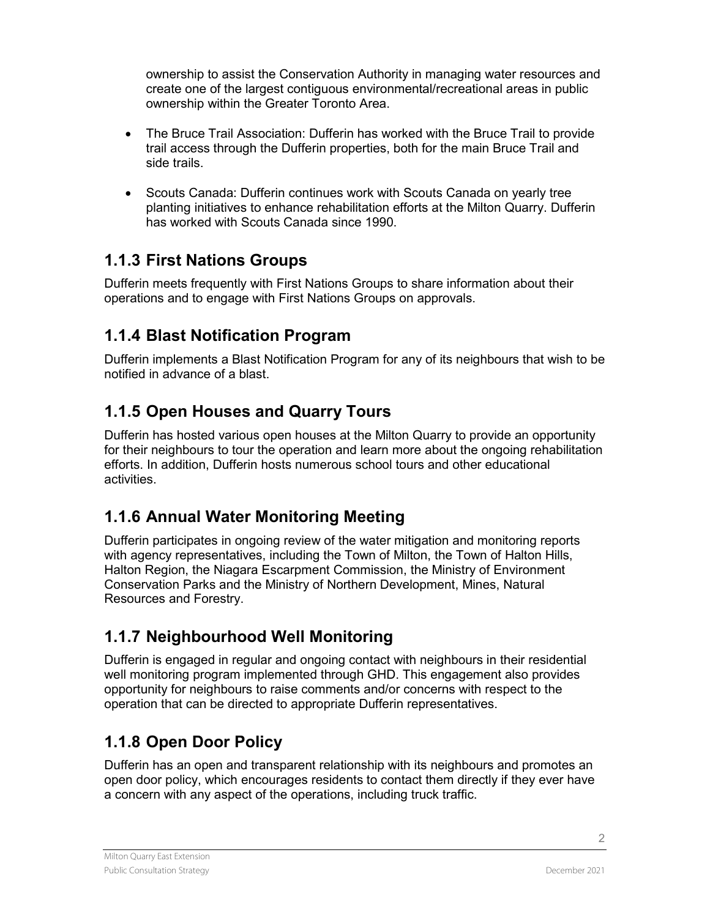ownership to assist the Conservation Authority in managing water resources and create one of the largest contiguous environmental/recreational areas in public ownership within the Greater Toronto Area.

- The Bruce Trail Association: Dufferin has worked with the Bruce Trail to provide trail access through the Dufferin properties, both for the main Bruce Trail and side trails.
- Scouts Canada: Dufferin continues work with Scouts Canada on yearly tree planting initiatives to enhance rehabilitation efforts at the Milton Quarry. Dufferin has worked with Scouts Canada since 1990.

### 1.1.3 First Nations Groups

Dufferin meets frequently with First Nations Groups to share information about their operations and to engage with First Nations Groups on approvals.

### 1.1.4 Blast Notification Program

Dufferin implements a Blast Notification Program for any of its neighbours that wish to be notified in advance of a blast.

### 1.1.5 Open Houses and Quarry Tours

Dufferin has hosted various open houses at the Milton Quarry to provide an opportunity for their neighbours to tour the operation and learn more about the ongoing rehabilitation efforts. In addition, Dufferin hosts numerous school tours and other educational activities.

### 1.1.6 Annual Water Monitoring Meeting

Dufferin participates in ongoing review of the water mitigation and monitoring reports with agency representatives, including the Town of Milton, the Town of Halton Hills, Halton Region, the Niagara Escarpment Commission, the Ministry of Environment Conservation Parks and the Ministry of Northern Development, Mines, Natural Resources and Forestry.

### 1.1.7 Neighbourhood Well Monitoring

Dufferin is engaged in regular and ongoing contact with neighbours in their residential well monitoring program implemented through GHD. This engagement also provides opportunity for neighbours to raise comments and/or concerns with respect to the operation that can be directed to appropriate Dufferin representatives.

### 1.1.8 Open Door Policy

Dufferin has an open and transparent relationship with its neighbours and promotes an open door policy, which encourages residents to contact them directly if they ever have a concern with any aspect of the operations, including truck traffic.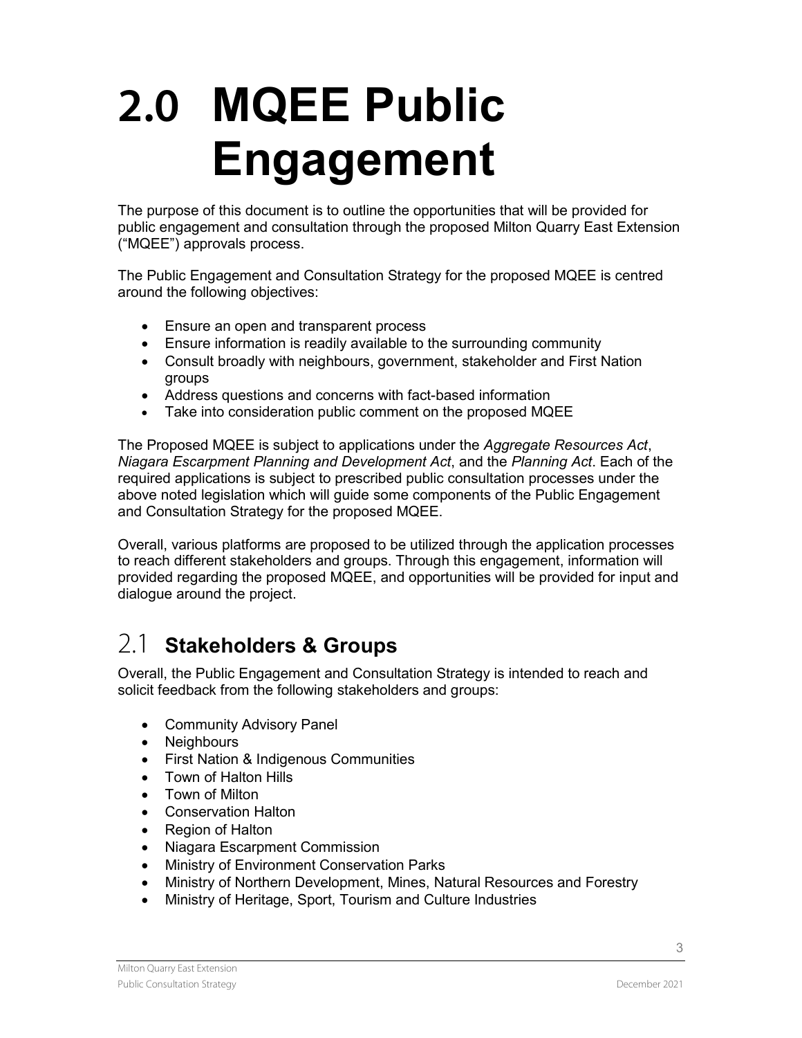# 2.0 MQEE Public Engagement

The purpose of this document is to outline the opportunities that will be provided for public engagement and consultation through the proposed Milton Quarry East Extension (“MQEE”) approvals process.

The Public Engagement and Consultation Strategy for the proposed MQEE is centred around the following objectives:

- Ensure an open and transparent process
- Ensure information is readily available to the surrounding community
- Consult broadly with neighbours, government, stakeholder and First Nation groups
- Address questions and concerns with fact-based information
- Take into consideration public comment on the proposed MQEE

The Proposed MQEE is subject to applications under the *Aggregate Resources Act*, *Niagara Escarpment Planning and Development Act*, and the *Planning Act*. Each of the required applications is subject to prescribed public consultation processes under the above noted legislation which will guide some components of the Public Engagement and Consultation Strategy for the proposed MQEE.

Overall, various platforms are proposed to be utilized through the application processes to reach different stakeholders and groups. Through this engagement, information will provided regarding the proposed MQEE, and opportunities will be provided for input and dialogue around the project.

## 2.1 Stakeholders & Groups

Overall, the Public Engagement and Consultation Strategy is intended to reach and solicit feedback from the following stakeholders and groups:

- Community Advisory Panel
- Neighbours
- First Nation & Indigenous Communities
- Town of Halton Hills
- Town of Milton
- Conservation Halton
- Region of Halton
- Niagara Escarpment Commission
- Ministry of Environment Conservation Parks
- Ministry of Northern Development, Mines, Natural Resources and Forestry
- Ministry of Heritage, Sport, Tourism and Culture Industries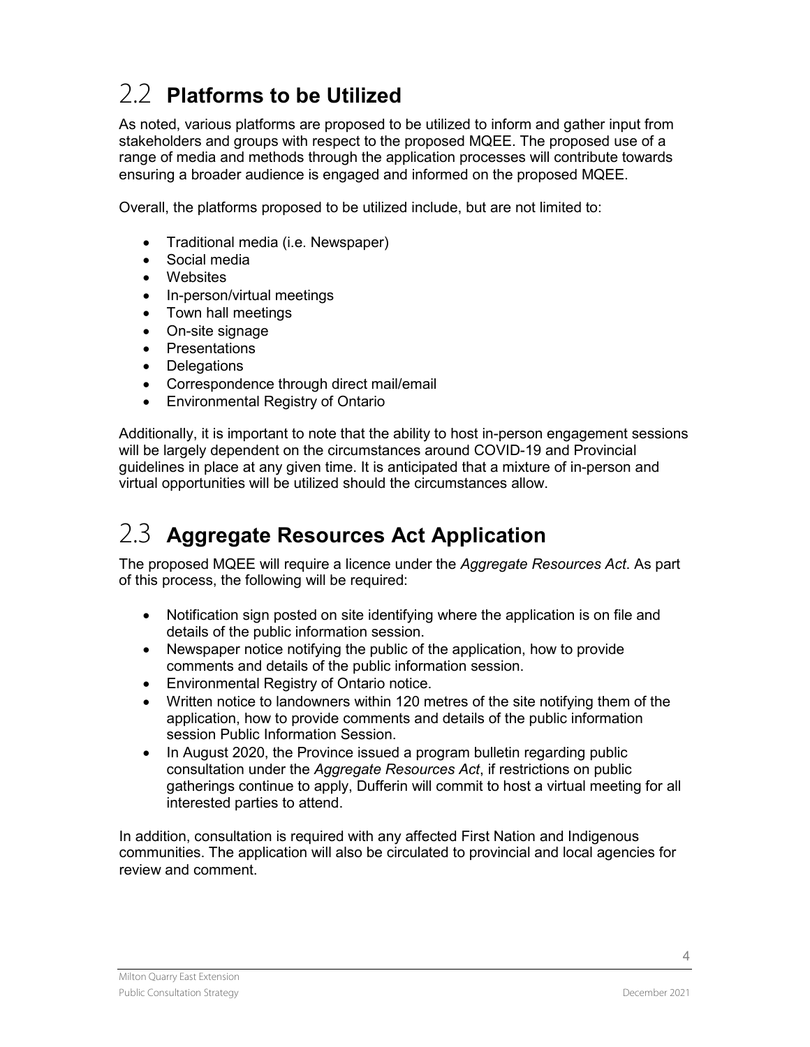## 2.2 **Platforms to be Utilized**

As noted, various platforms are proposed to be utilized to inform and gather input from stakeholders and groups with respect to the proposed MQEE. The proposed use of a range of media and methods through the application processes will contribute towards ensuring a broader audience is engaged and informed on the proposed MQEE.

Overall, the platforms proposed to be utilized include, but are not limited to:

- Traditional media (i.e. Newspaper)
- Social media
- Websites
- In-person/virtual meetings
- Town hall meetings
- On-site signage
- Presentations
- Delegations
- Correspondence through direct mail/email
- Environmental Registry of Ontario

Additionally, it is important to note that the ability to host in-person engagement sessions will be largely dependent on the circumstances around COVID-19 and Provincial guidelines in place at any given time. It is anticipated that a mixture of in-person and virtual opportunities will be utilized should the circumstances allow.

## 2.3 **Aggregate Resources Act Application**

The proposed MQEE will require a licence under the *Aggregate Resources Act*. As part of this process, the following will be required:

- Notification sign posted on site identifying where the application is on file and details of the public information session.
- Newspaper notice notifying the public of the application, how to provide comments and details of the public information session.
- Environmental Registry of Ontario notice.
- Written notice to landowners within 120 metres of the site notifying them of the application, how to provide comments and details of the public information session Public Information Session.
- In August 2020, the Province issued a program bulletin regarding public consultation under the *Aggregate Resources Act*, if restrictions on public gatherings continue to apply, Dufferin will commit to host a virtual meeting for all interested parties to attend.

In addition, consultation is required with any affected First Nation and Indigenous communities. The application will also be circulated to provincial and local agencies for review and comment.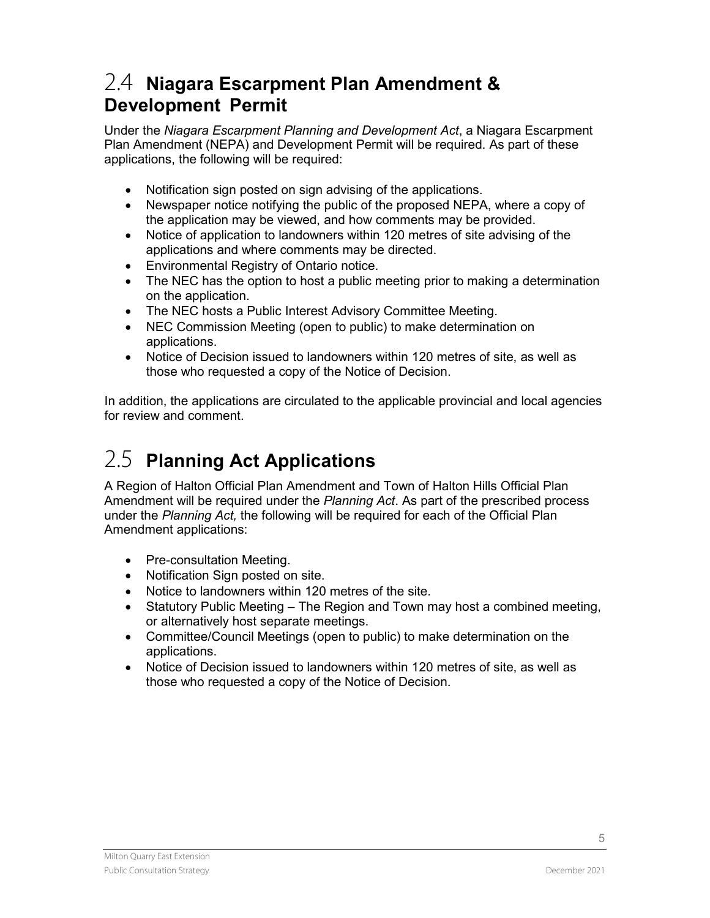## 2.4 Niagara Escarpment Plan Amendment & Development Permit

Under the *Niagara Escarpment Planning and Development Act*, a Niagara Escarpment Plan Amendment (NEPA) and Development Permit will be required. As part of these applications, the following will be required:

- Notification sign posted on sign advising of the applications.
- Newspaper notice notifying the public of the proposed NEPA, where a copy of the application may be viewed, and how comments may be provided.
- Notice of application to landowners within 120 metres of site advising of the applications and where comments may be directed.
- Environmental Registry of Ontario notice.
- The NEC has the option to host a public meeting prior to making a determination on the application.
- The NEC hosts a Public Interest Advisory Committee Meeting.
- NEC Commission Meeting (open to public) to make determination on applications.
- Notice of Decision issued to landowners within 120 metres of site, as well as those who requested a copy of the Notice of Decision.

In addition, the applications are circulated to the applicable provincial and local agencies for review and comment.

## 2.5 Planning Act Applications

A Region of Halton Official Plan Amendment and Town of Halton Hills Official Plan Amendment will be required under the *Planning Act*. As part of the prescribed process under the *Planning Act,* the following will be required for each of the Official Plan Amendment applications:

- Pre-consultation Meeting.
- Notification Sign posted on site.
- Notice to landowners within 120 metres of the site.
- Statutory Public Meeting – The Region and Town may host a combined meeting, or alternatively host separate meetings.
- Committee/Council Meetings (open to public) to make determination on the applications.
- Notice of Decision issued to landowners within 120 metres of site, as well as those who requested a copy of the Notice of Decision.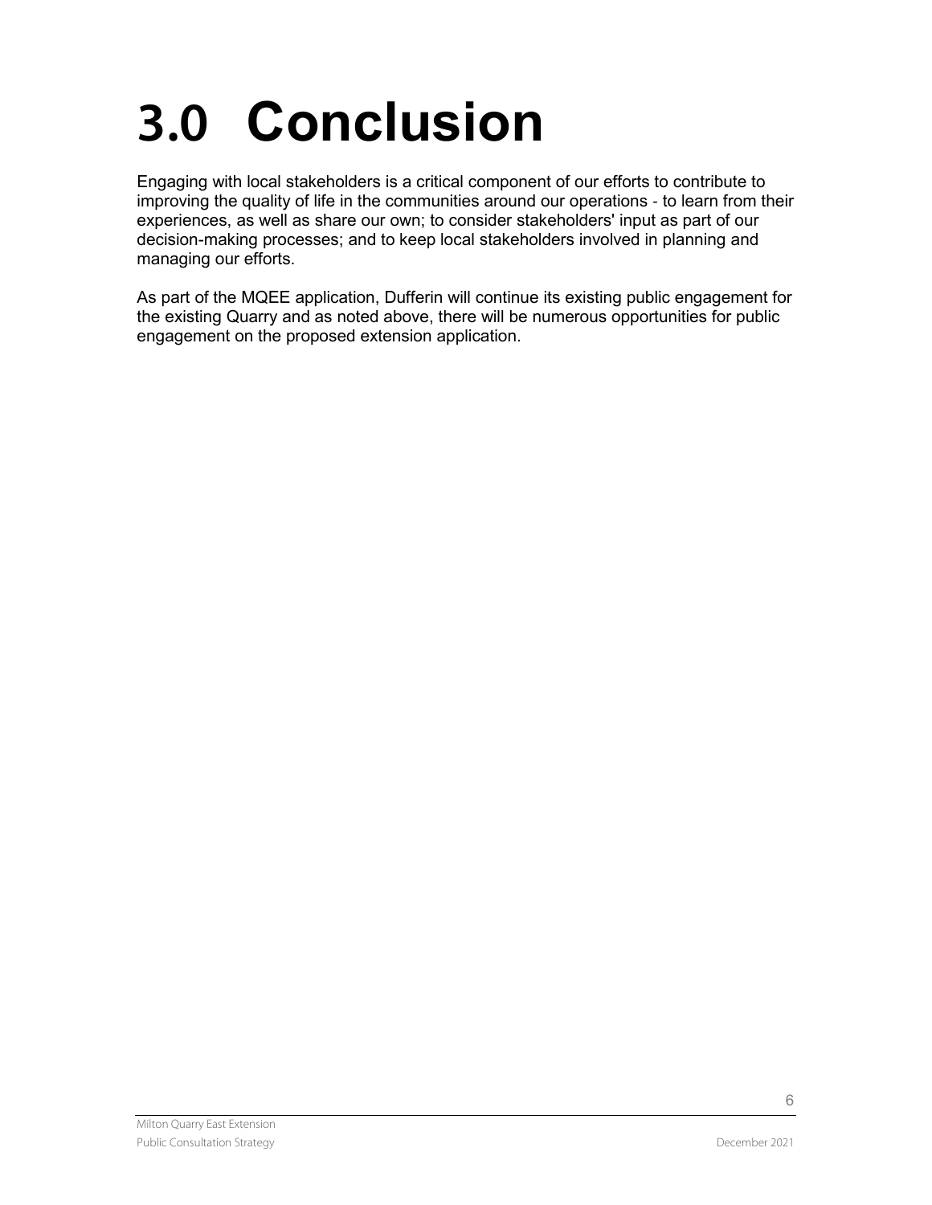# 3.0 Conclusion

Engaging with local stakeholders is a critical component of our efforts to contribute to improving the quality of life in the communities around our operations - to learn from their experiences, as well as share our own; to consider stakeholders' input as part of our decision-making processes; and to keep local stakeholders involved in planning and managing our efforts.

As part of the MQEE application, Dufferin will continue its existing public engagement for the existing Quarry and as noted above, there will be numerous opportunities for public engagement on the proposed extension application.